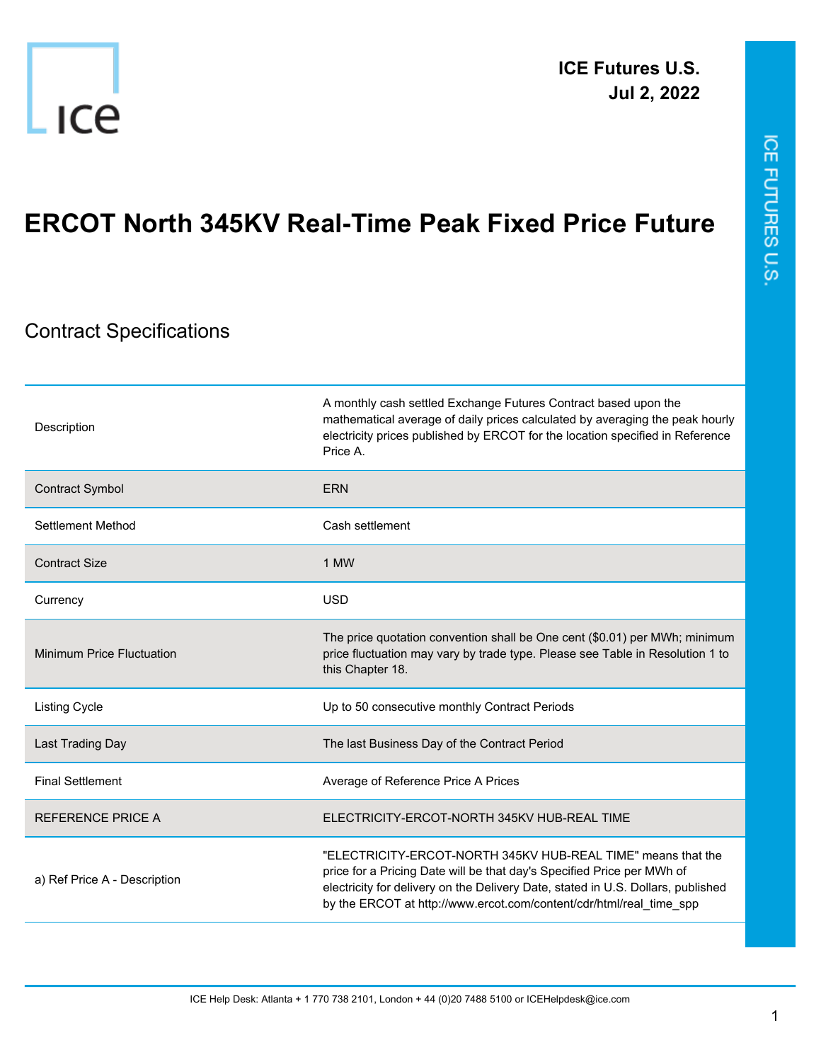**ICE Futures U.S.**
**Jul 2, 2022**

# ERCOT North 345KV Real-Time Peak Fixed Price Future

## Contract Specifications

| | |
|---|---|
| Description | A monthly cash settled Exchange Futures Contract based upon the mathematical average of daily prices calculated by averaging the peak hourly electricity prices published by ERCOT for the location specified in Reference Price A. |
| Contract Symbol | ERN |
| Settlement Method | Cash settlement |
| Contract Size | 1 MW |
| Currency | USD |
| Minimum Price Fluctuation | The price quotation convention shall be One cent ($0.01) per MWh; minimum price fluctuation may vary by trade type. Please see Table in Resolution 1 to this Chapter 18. |
| Listing Cycle | Up to 50 consecutive monthly Contract Periods |
| Last Trading Day | The last Business Day of the Contract Period |
| Final Settlement | Average of Reference Price A Prices |
| REFERENCE PRICE A | ELECTRICITY-ERCOT-NORTH 345KV HUB-REAL TIME |
| a) Ref Price A - Description | "ELECTRICITY-ERCOT-NORTH 345KV HUB-REAL TIME" means that the price for a Pricing Date will be that day's Specified Price per MWh of electricity for delivery on the Delivery Date, stated in U.S. Dollars, published by the ERCOT at http://www.ercot.com/content/cdr/html/real_time_spp |

ICE Help Desk: Atlanta + 1 770 738 2101, London + 44 (0)20 7488 5100 or ICEHelpdesk@ice.com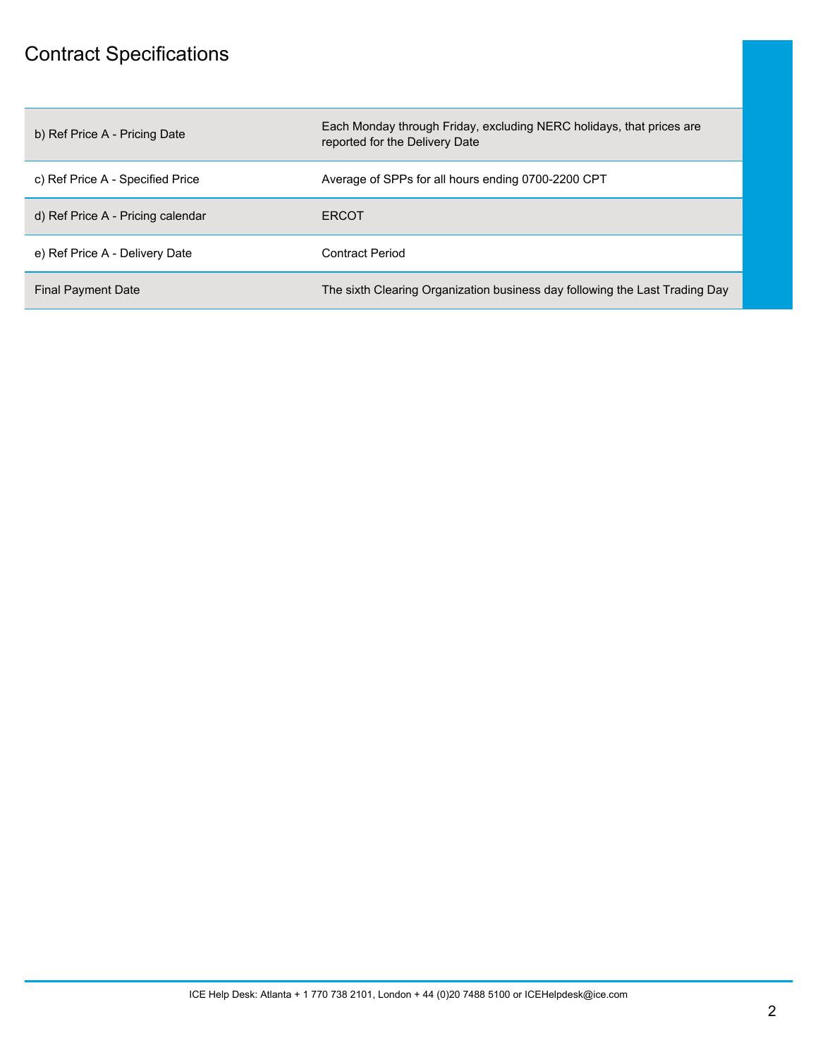# Contract Specifications

| | |
|---|---|
| b) Ref Price A - Pricing Date | Each Monday through Friday, excluding NERC holidays, that prices are reported for the Delivery Date |
| c) Ref Price A - Specified Price | Average of SPPs for all hours ending 0700-2200 CPT |
| d) Ref Price A - Pricing calendar | ERCOT |
| e) Ref Price A - Delivery Date | Contract Period |
| Final Payment Date | The sixth Clearing Organization business day following the Last Trading Day |

ICE Help Desk: Atlanta + 1 770 738 2101, London + 44 (0)20 7488 5100 or ICEHelpdesk@ice.com